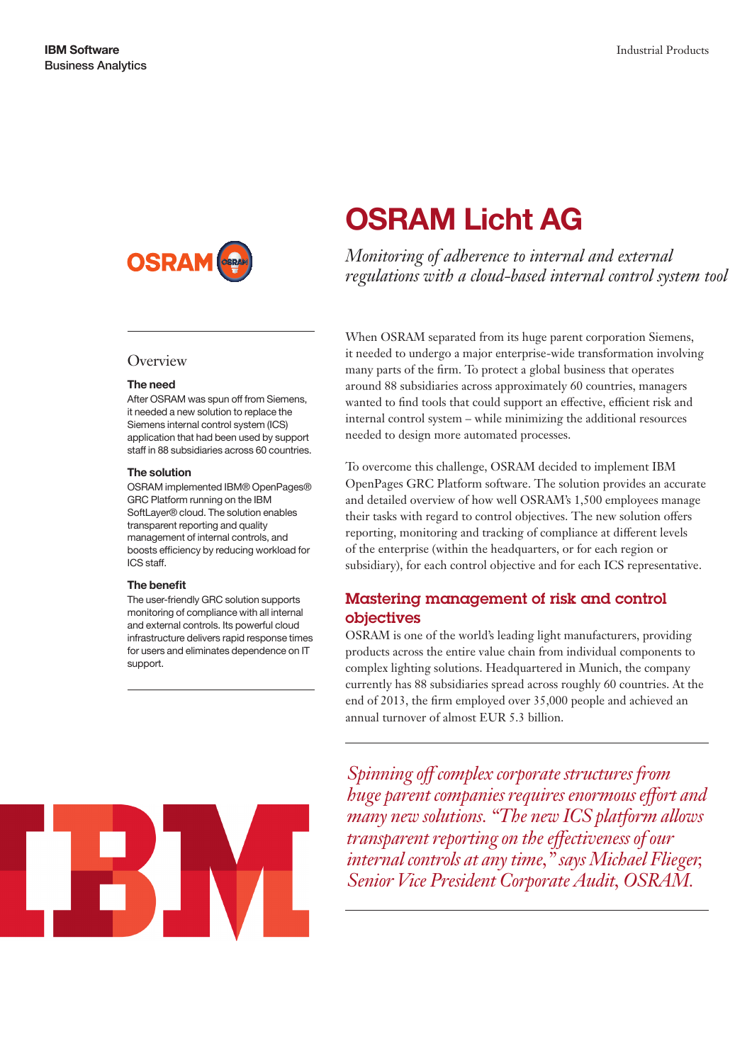IBM Software
Business Analytics

Industrial Products

# OSRAM Licht AG

*Monitoring of adherence to internal and external regulations with a cloud-based internal control system tool*

## Overview

**The need**

After OSRAM was spun off from Siemens, it needed a new solution to replace the Siemens internal control system (ICS) application that had been used by support staff in 88 subsidiaries across 60 countries.

**The solution**

OSRAM implemented IBM® OpenPages® GRC Platform running on the IBM SoftLayer® cloud. The solution enables transparent reporting and quality management of internal controls, and boosts efficiency by reducing workload for ICS staff.

**The benefit**

The user-friendly GRC solution supports monitoring of compliance with all internal and external controls. Its powerful cloud infrastructure delivers rapid response times for users and eliminates dependence on IT support.

When OSRAM separated from its huge parent corporation Siemens, it needed to undergo a major enterprise-wide transformation involving many parts of the firm. To protect a global business that operates around 88 subsidiaries across approximately 60 countries, managers wanted to find tools that could support an effective, efficient risk and internal control system – while minimizing the additional resources needed to design more automated processes.

To overcome this challenge, OSRAM decided to implement IBM OpenPages GRC Platform software. The solution provides an accurate and detailed overview of how well OSRAM's 1,500 employees manage their tasks with regard to control objectives. The new solution offers reporting, monitoring and tracking of compliance at different levels of the enterprise (within the headquarters, or for each region or subsidiary), for each control objective and for each ICS representative.

## Mastering management of risk and control objectives

OSRAM is one of the world's leading light manufacturers, providing products across the entire value chain from individual components to complex lighting solutions. Headquartered in Munich, the company currently has 88 subsidiaries spread across roughly 60 countries. At the end of 2013, the firm employed over 35,000 people and achieved an annual turnover of almost EUR 5.3 billion.

*Spinning off complex corporate structures from huge parent companies requires enormous effort and many new solutions. "The new ICS platform allows transparent reporting on the effectiveness of our internal controls at any time," says Michael Flieger, Senior Vice President Corporate Audit, OSRAM.*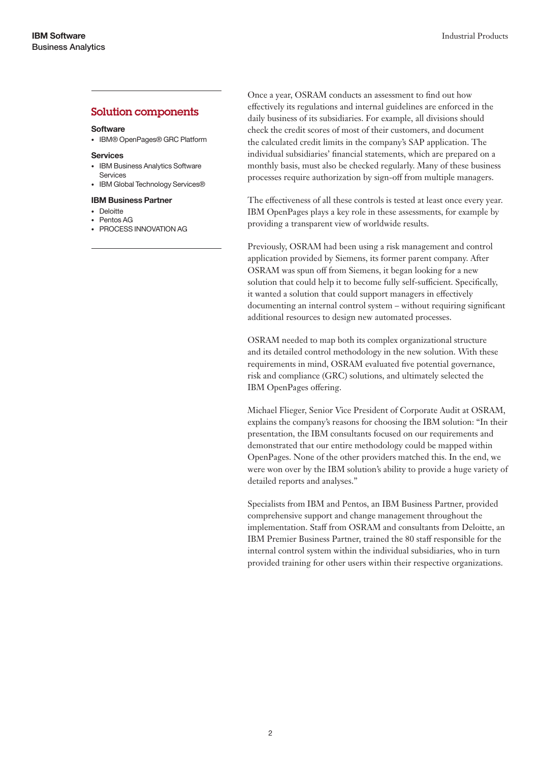## Solution components

### Software

- IBM® OpenPages® GRC Platform

### Services

- IBM Business Analytics Software Services
- IBM Global Technology Services®

### IBM Business Partner

- Deloitte
- Pentos AG
- PROCESS INNOVATION AG

Once a year, OSRAM conducts an assessment to find out how effectively its regulations and internal guidelines are enforced in the daily business of its subsidiaries. For example, all divisions should check the credit scores of most of their customers, and document the calculated credit limits in the company's SAP application. The individual subsidiaries' financial statements, which are prepared on a monthly basis, must also be checked regularly. Many of these business processes require authorization by sign-off from multiple managers.

The effectiveness of all these controls is tested at least once every year. IBM OpenPages plays a key role in these assessments, for example by providing a transparent view of worldwide results.

Previously, OSRAM had been using a risk management and control application provided by Siemens, its former parent company. After OSRAM was spun off from Siemens, it began looking for a new solution that could help it to become fully self-sufficient. Specifically, it wanted a solution that could support managers in effectively documenting an internal control system – without requiring significant additional resources to design new automated processes.

OSRAM needed to map both its complex organizational structure and its detailed control methodology in the new solution. With these requirements in mind, OSRAM evaluated five potential governance, risk and compliance (GRC) solutions, and ultimately selected the IBM OpenPages offering.

Michael Flieger, Senior Vice President of Corporate Audit at OSRAM, explains the company's reasons for choosing the IBM solution: "In their presentation, the IBM consultants focused on our requirements and demonstrated that our entire methodology could be mapped within OpenPages. None of the other providers matched this. In the end, we were won over by the IBM solution's ability to provide a huge variety of detailed reports and analyses."

Specialists from IBM and Pentos, an IBM Business Partner, provided comprehensive support and change management throughout the implementation. Staff from OSRAM and consultants from Deloitte, an IBM Premier Business Partner, trained the 80 staff responsible for the internal control system within the individual subsidiaries, who in turn provided training for other users within their respective organizations.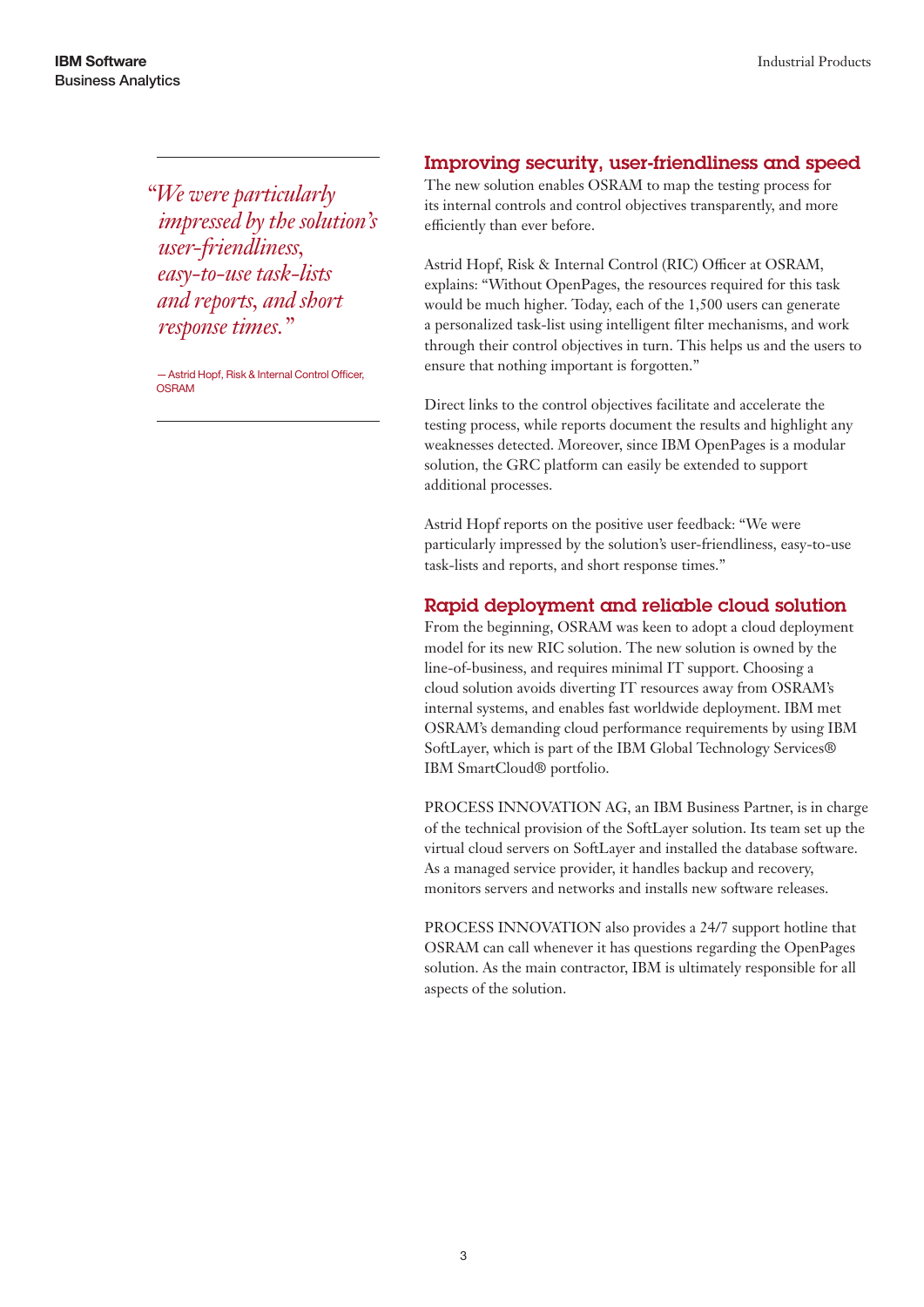> *"We were particularly impressed by the solution's user-friendliness, easy-to-use task-lists and reports, and short response times."*
>
> — Astrid Hopf, Risk & Internal Control Officer, OSRAM

## Improving security, user-friendliness and speed

The new solution enables OSRAM to map the testing process for its internal controls and control objectives transparently, and more efficiently than ever before.

Astrid Hopf, Risk & Internal Control (RIC) Officer at OSRAM, explains: "Without OpenPages, the resources required for this task would be much higher. Today, each of the 1,500 users can generate a personalized task-list using intelligent filter mechanisms, and work through their control objectives in turn. This helps us and the users to ensure that nothing important is forgotten."

Direct links to the control objectives facilitate and accelerate the testing process, while reports document the results and highlight any weaknesses detected. Moreover, since IBM OpenPages is a modular solution, the GRC platform can easily be extended to support additional processes.

Astrid Hopf reports on the positive user feedback: "We were particularly impressed by the solution's user-friendliness, easy-to-use task-lists and reports, and short response times."

## Rapid deployment and reliable cloud solution

From the beginning, OSRAM was keen to adopt a cloud deployment model for its new RIC solution. The new solution is owned by the line-of-business, and requires minimal IT support. Choosing a cloud solution avoids diverting IT resources away from OSRAM's internal systems, and enables fast worldwide deployment. IBM met OSRAM's demanding cloud performance requirements by using IBM SoftLayer, which is part of the IBM Global Technology Services® IBM SmartCloud® portfolio.

PROCESS INNOVATION AG, an IBM Business Partner, is in charge of the technical provision of the SoftLayer solution. Its team set up the virtual cloud servers on SoftLayer and installed the database software. As a managed service provider, it handles backup and recovery, monitors servers and networks and installs new software releases.

PROCESS INNOVATION also provides a 24/7 support hotline that OSRAM can call whenever it has questions regarding the OpenPages solution. As the main contractor, IBM is ultimately responsible for all aspects of the solution.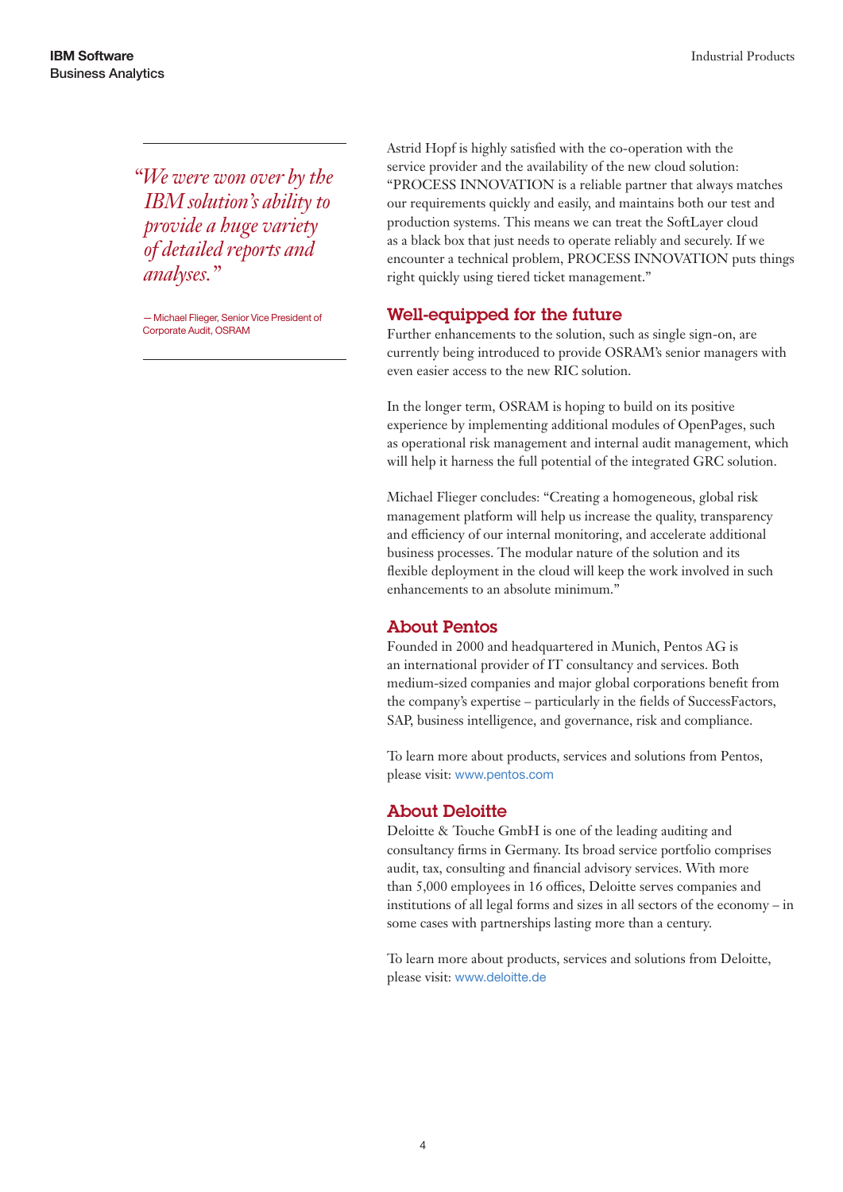> *"We were won over by the IBM solution's ability to provide a huge variety of detailed reports and analyses."*
>
> — Michael Flieger, Senior Vice President of Corporate Audit, OSRAM

Astrid Hopf is highly satisfied with the co-operation with the service provider and the availability of the new cloud solution: "PROCESS INNOVATION is a reliable partner that always matches our requirements quickly and easily, and maintains both our test and production systems. This means we can treat the SoftLayer cloud as a black box that just needs to operate reliably and securely. If we encounter a technical problem, PROCESS INNOVATION puts things right quickly using tiered ticket management."

## Well-equipped for the future

Further enhancements to the solution, such as single sign-on, are currently being introduced to provide OSRAM's senior managers with even easier access to the new RIC solution.

In the longer term, OSRAM is hoping to build on its positive experience by implementing additional modules of OpenPages, such as operational risk management and internal audit management, which will help it harness the full potential of the integrated GRC solution.

Michael Flieger concludes: "Creating a homogeneous, global risk management platform will help us increase the quality, transparency and efficiency of our internal monitoring, and accelerate additional business processes. The modular nature of the solution and its flexible deployment in the cloud will keep the work involved in such enhancements to an absolute minimum."

## About Pentos

Founded in 2000 and headquartered in Munich, Pentos AG is an international provider of IT consultancy and services. Both medium-sized companies and major global corporations benefit from the company's expertise – particularly in the fields of SuccessFactors, SAP, business intelligence, and governance, risk and compliance.

To learn more about products, services and solutions from Pentos, please visit: www.pentos.com

## About Deloitte

Deloitte & Touche GmbH is one of the leading auditing and consultancy firms in Germany. Its broad service portfolio comprises audit, tax, consulting and financial advisory services. With more than 5,000 employees in 16 offices, Deloitte serves companies and institutions of all legal forms and sizes in all sectors of the economy – in some cases with partnerships lasting more than a century.

To learn more about products, services and solutions from Deloitte, please visit: www.deloitte.de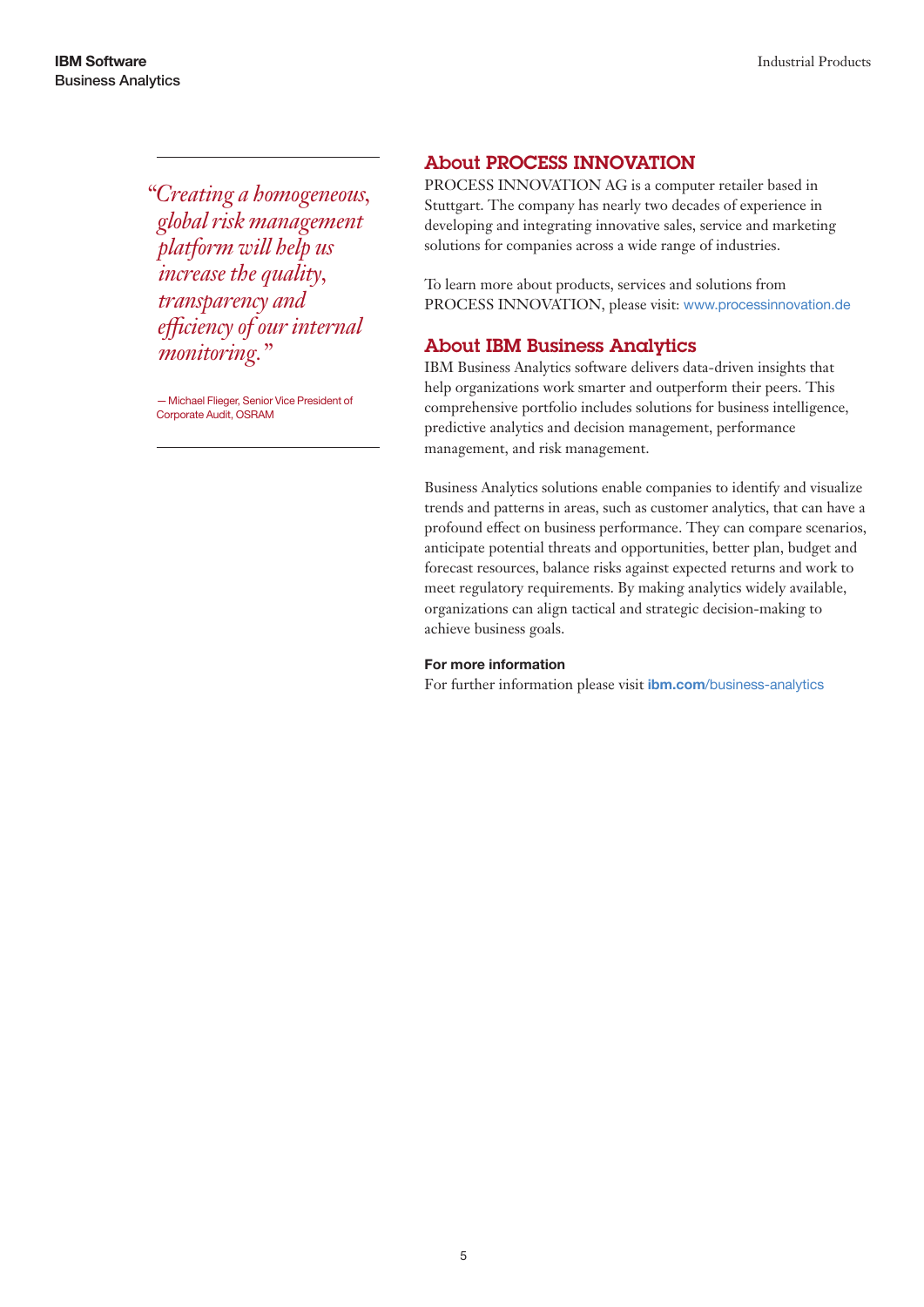> *"Creating a homogeneous, global risk management platform will help us increase the quality, transparency and efficiency of our internal monitoring."*
>
> — Michael Flieger, Senior Vice President of Corporate Audit, OSRAM

## About PROCESS INNOVATION

PROCESS INNOVATION AG is a computer retailer based in Stuttgart. The company has nearly two decades of experience in developing and integrating innovative sales, service and marketing solutions for companies across a wide range of industries.

To learn more about products, services and solutions from PROCESS INNOVATION, please visit: www.processinnovation.de

## About IBM Business Analytics

IBM Business Analytics software delivers data-driven insights that help organizations work smarter and outperform their peers. This comprehensive portfolio includes solutions for business intelligence, predictive analytics and decision management, performance management, and risk management.

Business Analytics solutions enable companies to identify and visualize trends and patterns in areas, such as customer analytics, that can have a profound effect on business performance. They can compare scenarios, anticipate potential threats and opportunities, better plan, budget and forecast resources, balance risks against expected returns and work to meet regulatory requirements. By making analytics widely available, organizations can align tactical and strategic decision-making to achieve business goals.

**For more information**

For further information please visit **ibm.com**/business-analytics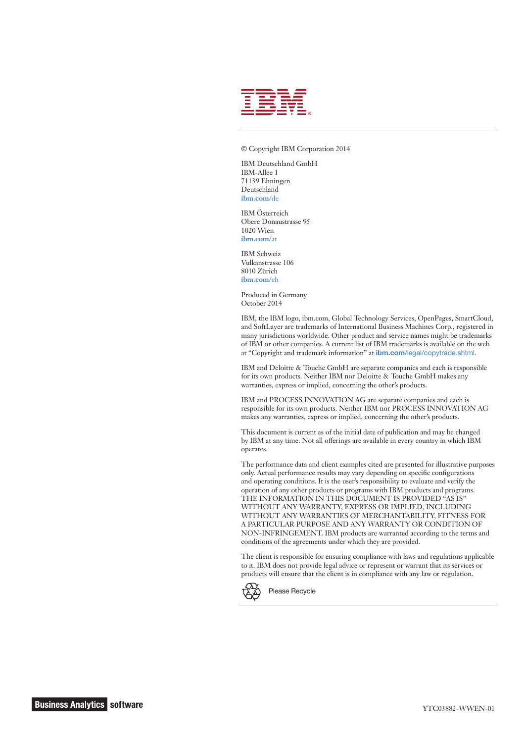© Copyright IBM Corporation 2014

IBM Deutschland GmbH
IBM-Allee 1
71139 Ehningen
Deutschland
**ibm.com**/de

IBM Österreich
Obere Donaustrasse 95
1020 Wien
**ibm.com**/at

IBM Schweiz
Vulkanstrasse 106
8010 Zürich
**ibm.com**/ch

Produced in Germany
October 2014

IBM, the IBM logo, ibm.com, Global Technology Services, OpenPages, SmartCloud, and SoftLayer are trademarks of International Business Machines Corp., registered in many jurisdictions worldwide. Other product and service names might be trademarks of IBM or other companies. A current list of IBM trademarks is available on the web at "Copyright and trademark information" at **ibm.com**/legal/copytrade.shtml.

IBM and Deloitte & Touche GmbH are separate companies and each is responsible for its own products. Neither IBM nor Deloitte & Touche GmbH makes any warranties, express or implied, concerning the other's products.

IBM and PROCESS INNOVATION AG are separate companies and each is responsible for its own products. Neither IBM nor PROCESS INNOVATION AG makes any warranties, express or implied, concerning the other's products.

This document is current as of the initial date of publication and may be changed by IBM at any time. Not all offerings are available in every country in which IBM operates.

The performance data and client examples cited are presented for illustrative purposes only. Actual performance results may vary depending on specific configurations and operating conditions. It is the user's responsibility to evaluate and verify the operation of any other products or programs with IBM products and programs. THE INFORMATION IN THIS DOCUMENT IS PROVIDED "AS IS" WITHOUT ANY WARRANTY, EXPRESS OR IMPLIED, INCLUDING WITHOUT ANY WARRANTIES OF MERCHANTABILITY, FITNESS FOR A PARTICULAR PURPOSE AND ANY WARRANTY OR CONDITION OF NON-INFRINGEMENT. IBM products are warranted according to the terms and conditions of the agreements under which they are provided.

The client is responsible for ensuring compliance with laws and regulations applicable to it. IBM does not provide legal advice or represent or warrant that its services or products will ensure that the client is in compliance with any law or regulation.

Please Recycle

**Business Analytics** software

YTC03882-WWEN-01